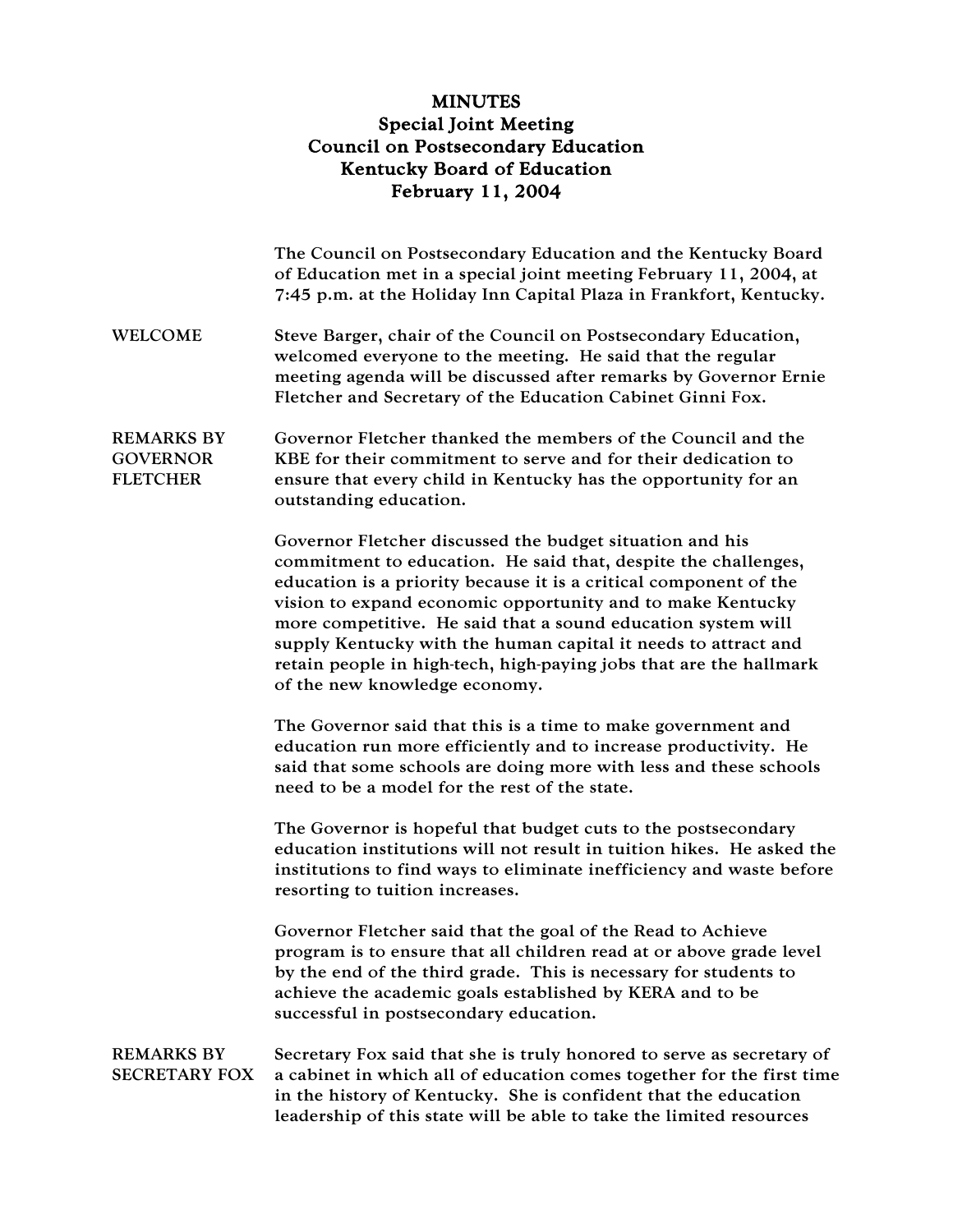# MINUTES
## Special Joint Meeting
## Council on Postsecondary Education
## Kentucky Board of Education
## February 11, 2004

The Council on Postsecondary Education and the Kentucky Board of Education met in a special joint meeting February 11, 2004, at 7:45 p.m. at the Holiday Inn Capital Plaza in Frankfort, Kentucky.

**WELCOME**

Steve Barger, chair of the Council on Postsecondary Education, welcomed everyone to the meeting. He said that the regular meeting agenda will be discussed after remarks by Governor Ernie Fletcher and Secretary of the Education Cabinet Ginni Fox.

**REMARKS BY GOVERNOR FLETCHER**

Governor Fletcher thanked the members of the Council and the KBE for their commitment to serve and for their dedication to ensure that every child in Kentucky has the opportunity for an outstanding education.

Governor Fletcher discussed the budget situation and his commitment to education. He said that, despite the challenges, education is a priority because it is a critical component of the vision to expand economic opportunity and to make Kentucky more competitive. He said that a sound education system will supply Kentucky with the human capital it needs to attract and retain people in high-tech, high-paying jobs that are the hallmark of the new knowledge economy.

The Governor said that this is a time to make government and education run more efficiently and to increase productivity. He said that some schools are doing more with less and these schools need to be a model for the rest of the state.

The Governor is hopeful that budget cuts to the postsecondary education institutions will not result in tuition hikes. He asked the institutions to find ways to eliminate inefficiency and waste before resorting to tuition increases.

Governor Fletcher said that the goal of the Read to Achieve program is to ensure that all children read at or above grade level by the end of the third grade. This is necessary for students to achieve the academic goals established by KERA and to be successful in postsecondary education.

**REMARKS BY SECRETARY FOX**

Secretary Fox said that she is truly honored to serve as secretary of a cabinet in which all of education comes together for the first time in the history of Kentucky. She is confident that the education leadership of this state will be able to take the limited resources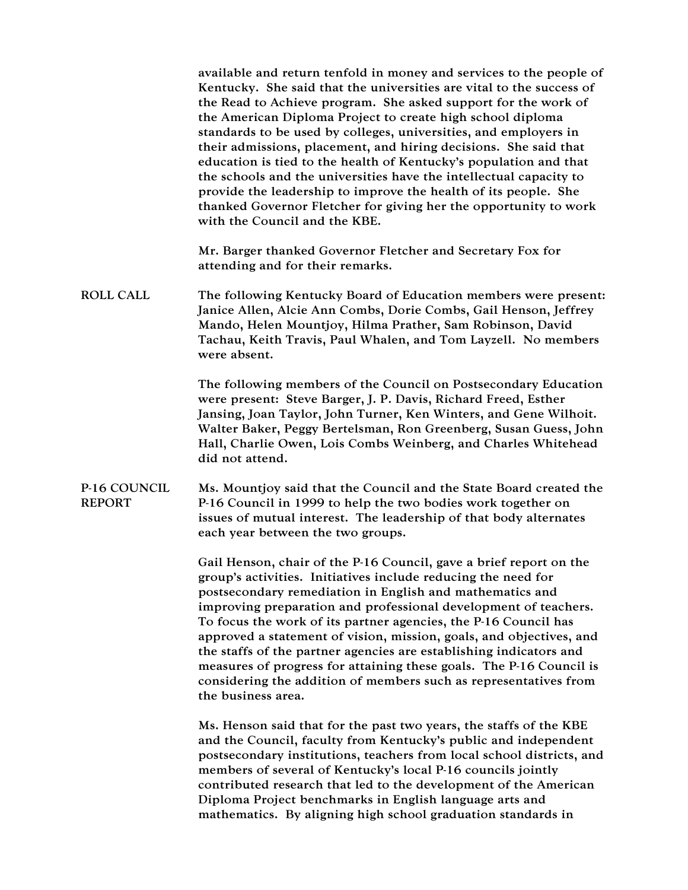available and return tenfold in money and services to the people of Kentucky. She said that the universities are vital to the success of the Read to Achieve program. She asked support for the work of the American Diploma Project to create high school diploma standards to be used by colleges, universities, and employers in their admissions, placement, and hiring decisions. She said that education is tied to the health of Kentucky's population and that the schools and the universities have the intellectual capacity to provide the leadership to improve the health of its people. She thanked Governor Fletcher for giving her the opportunity to work with the Council and the KBE.

Mr. Barger thanked Governor Fletcher and Secretary Fox for attending and for their remarks.

**ROLL CALL**

The following Kentucky Board of Education members were present: Janice Allen, Alcie Ann Combs, Dorie Combs, Gail Henson, Jeffrey Mando, Helen Mountjoy, Hilma Prather, Sam Robinson, David Tachau, Keith Travis, Paul Whalen, and Tom Layzell. No members were absent.

The following members of the Council on Postsecondary Education were present: Steve Barger, J. P. Davis, Richard Freed, Esther Jansing, Joan Taylor, John Turner, Ken Winters, and Gene Wilhoit. Walter Baker, Peggy Bertelsman, Ron Greenberg, Susan Guess, John Hall, Charlie Owen, Lois Combs Weinberg, and Charles Whitehead did not attend.

**P-16 COUNCIL REPORT**

Ms. Mountjoy said that the Council and the State Board created the P-16 Council in 1999 to help the two bodies work together on issues of mutual interest. The leadership of that body alternates each year between the two groups.

Gail Henson, chair of the P-16 Council, gave a brief report on the group's activities. Initiatives include reducing the need for postsecondary remediation in English and mathematics and improving preparation and professional development of teachers. To focus the work of its partner agencies, the P-16 Council has approved a statement of vision, mission, goals, and objectives, and the staffs of the partner agencies are establishing indicators and measures of progress for attaining these goals. The P-16 Council is considering the addition of members such as representatives from the business area.

Ms. Henson said that for the past two years, the staffs of the KBE and the Council, faculty from Kentucky's public and independent postsecondary institutions, teachers from local school districts, and members of several of Kentucky's local P-16 councils jointly contributed research that led to the development of the American Diploma Project benchmarks in English language arts and mathematics. By aligning high school graduation standards in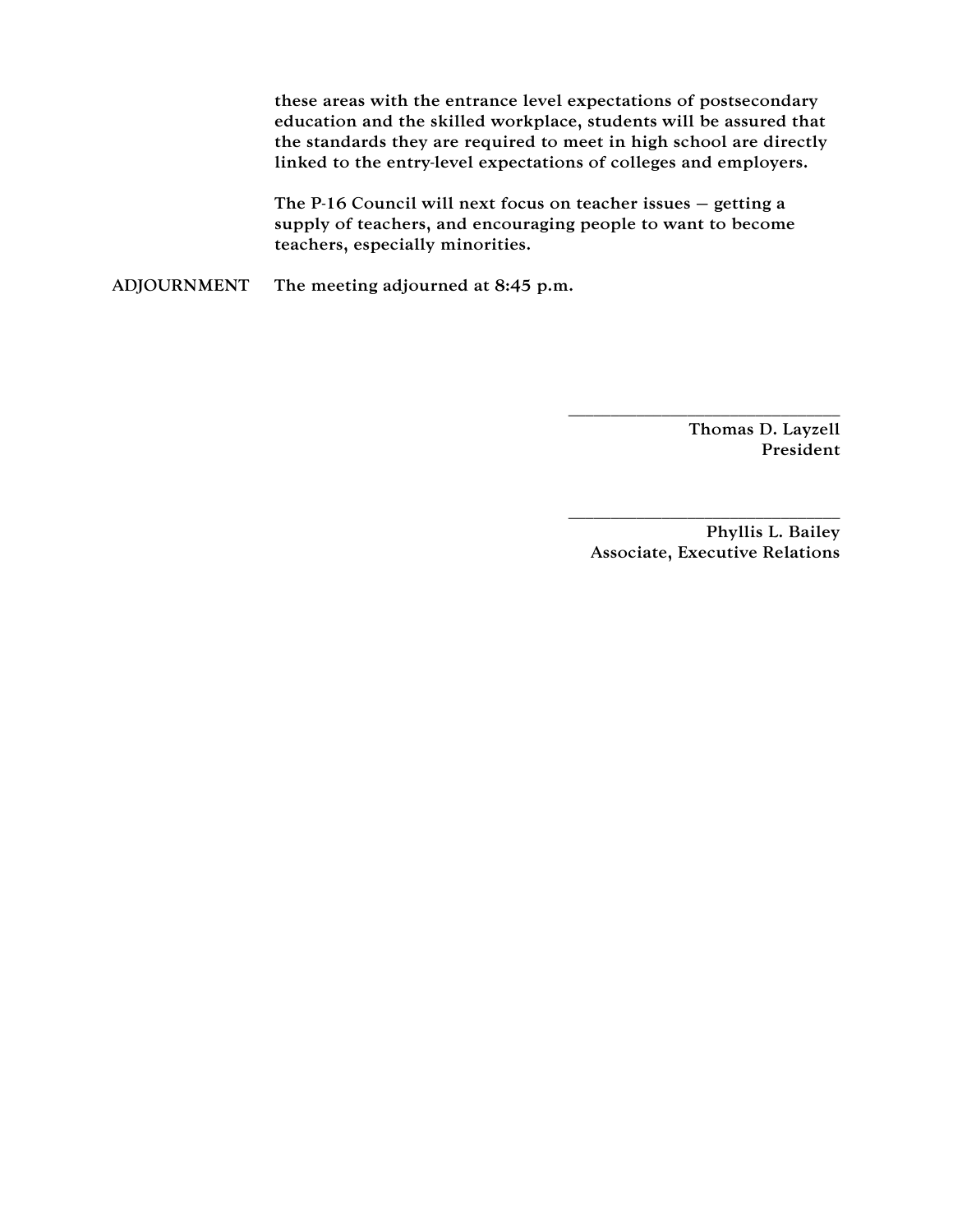these areas with the entrance level expectations of postsecondary education and the skilled workplace, students will be assured that the standards they are required to meet in high school are directly linked to the entry-level expectations of colleges and employers.

The P-16 Council will next focus on teacher issues — getting a supply of teachers, and encouraging people to want to become teachers, especially minorities.

**ADJOURNMENT** The meeting adjourned at 8:45 p.m.

\_\_\_\_\_\_\_\_\_\_\_\_\_\_\_\_\_\_\_\_\_\_\_\_\_\_\_\_\_\_

Thomas D. Layzell
President

\_\_\_\_\_\_\_\_\_\_\_\_\_\_\_\_\_\_\_\_\_\_\_\_\_\_\_\_\_\_

Phyllis L. Bailey
Associate, Executive Relations